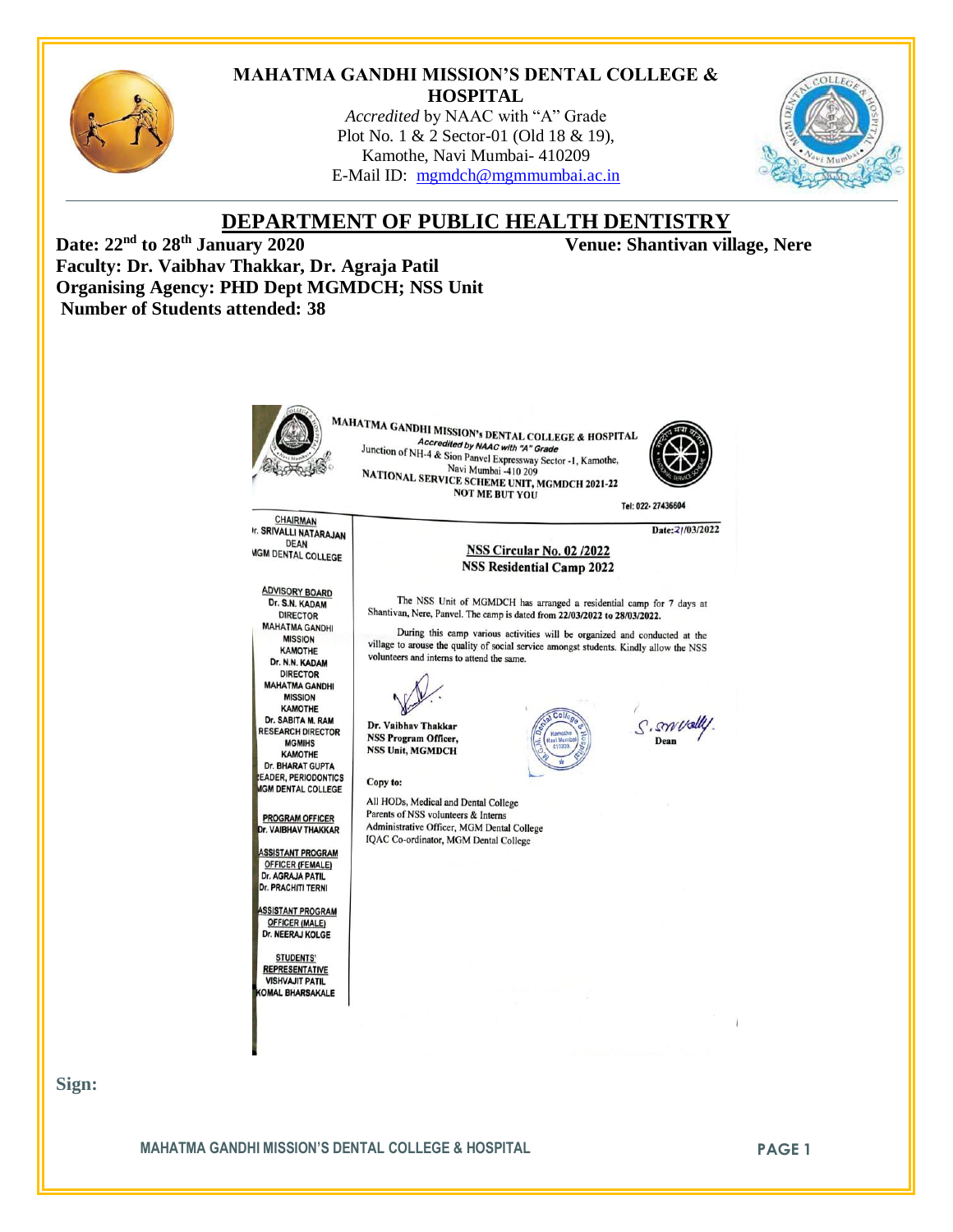# MAHATMA GANDHI MISSION'S DENTAL COLLEGE & HOSPITAL

*Accredited* by NAAC with "A" Grade
Plot No. 1 & 2 Sector-01 (Old 18 & 19),
Kamothe, Navi Mumbai- 410209
E-Mail ID: mgmdch@mgmmumbai.ac.in

## DEPARTMENT OF PUBLIC HEALTH DENTISTRY

**Date: 22nd to 28th January 2020** **Venue: Shantivan village, Nere**

**Faculty: Dr. Vaibhav Thakkar, Dr. Agraja Patil**

**Organising Agency: PHD Dept MGMDCH; NSS Unit**

**Number of Students attended: 38**

MAHATMA GANDHI MISSION's DENTAL COLLEGE & HOSPITAL
*Accredited by NAAC with "A" Grade*
Junction of NH-4 & Sion Panvel Expressway Sector -1, Kamothe,
Navi Mumbai -410 209
NATIONAL SERVICE SCHEME UNIT, MGMDCH 2021-22
NOT ME BUT YOU

Tel: 022- 27436604

Date:21/03/2022

CHAIRMAN
Dr. SRIVALLI NATARAJAN
DEAN
MGM DENTAL COLLEGE

ADVISORY BOARD
Dr. S.N. KADAM
DIRECTOR
MAHATMA GANDHI MISSION
KAMOTHE
Dr. N.N. KADAM
DIRECTOR
MAHATMA GANDHI MISSION
KAMOTHE
Dr. SABITA M. RAM
RESEARCH DIRECTOR
MGMIHS
KAMOTHE
Dr. BHARAT GUPTA
READER, PERIODONTICS
MGM DENTAL COLLEGE

PROGRAM OFFICER
Dr. VAIBHAV THAKKAR

ASSISTANT PROGRAM OFFICER (FEMALE)
Dr. AGRAJA PATIL
Dr. PRACHITI TERNI

ASSISTANT PROGRAM OFFICER (MALE)
Dr. NEERAJ KOLGE

STUDENTS' REPRESENTATIVE
VISHVAJIT PATIL
KOMAL BHARSAKALE

**NSS Circular No. 02 /2022**
**NSS Residential Camp 2022**

The NSS Unit of MGMDCH has arranged a residential camp for 7 days at Shantivan, Nere, Panvel. The camp is dated from **22/03/2022 to 28/03/2022.**

During this camp various activities will be organized and conducted at the village to arouse the quality of social service amongst students. Kindly allow the NSS volunteers and interns to attend the same.

**Dr. Vaibhav Thakkar**
**NSS Program Officer,**
**NSS Unit, MGMDCH**

**Dean**

**Copy to:**

All HODs, Medical and Dental College
Parents of NSS volunteers & Interns
Administrative Officer, MGM Dental College
IQAC Co-ordinator, MGM Dental College

**Sign:**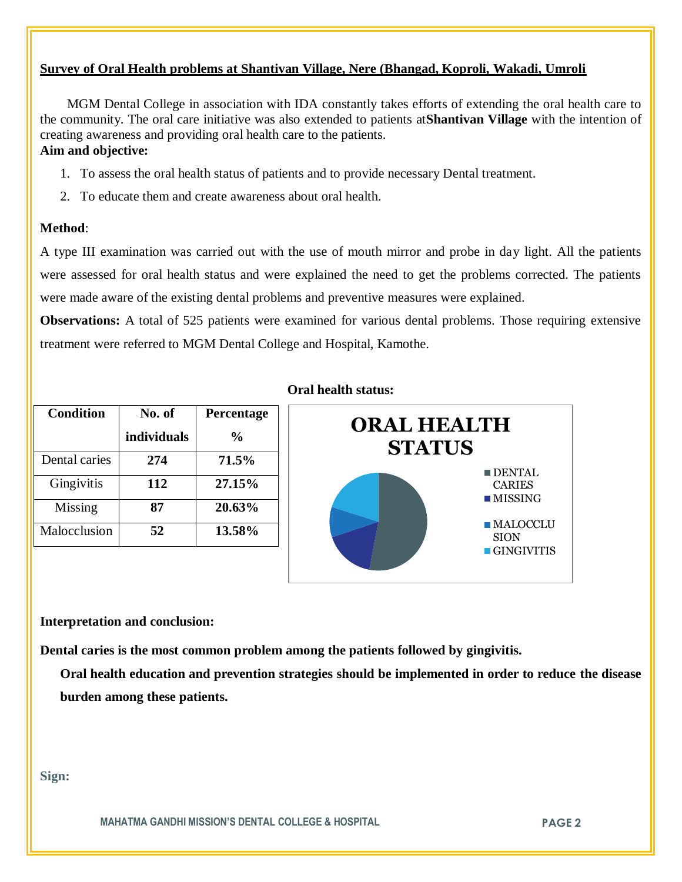## Survey of Oral Health problems at Shantivan Village, Nere (Bhangad, Koproli, Wakadi, Umroli

MGM Dental College in association with IDA constantly takes efforts of extending the oral health care to the community. The oral care initiative was also extended to patients at**Shantivan Village** with the intention of creating awareness and providing oral health care to the patients.

**Aim and objective:**

1. To assess the oral health status of patients and to provide necessary Dental treatment.
2. To educate them and create awareness about oral health.

**Method**:

A type III examination was carried out with the use of mouth mirror and probe in day light. All the patients were assessed for oral health status and were explained the need to get the problems corrected. The patients were made aware of the existing dental problems and preventive measures were explained.

**Observations:** A total of 525 patients were examined for various dental problems. Those requiring extensive treatment were referred to MGM Dental College and Hospital, Kamothe.

**Oral health status:**

| Condition | No. of individuals | Percentage % |
|---|---|---|
| Dental caries | **274** | **71.5%** |
| Gingivitis | **112** | **27.15%** |
| Missing | **87** | **20.63%** |
| Malocclusion | **52** | **13.58%** |

**ORAL HEALTH STATUS**

- DENTAL CARIES
- MISSING
- MALOCCLUSION
- GINGIVITIS

**Interpretation and conclusion:**

**Dental caries is the most common problem among the patients followed by gingivitis.**

**Oral health education and prevention strategies should be implemented in order to reduce the disease burden among these patients.**

**Sign:**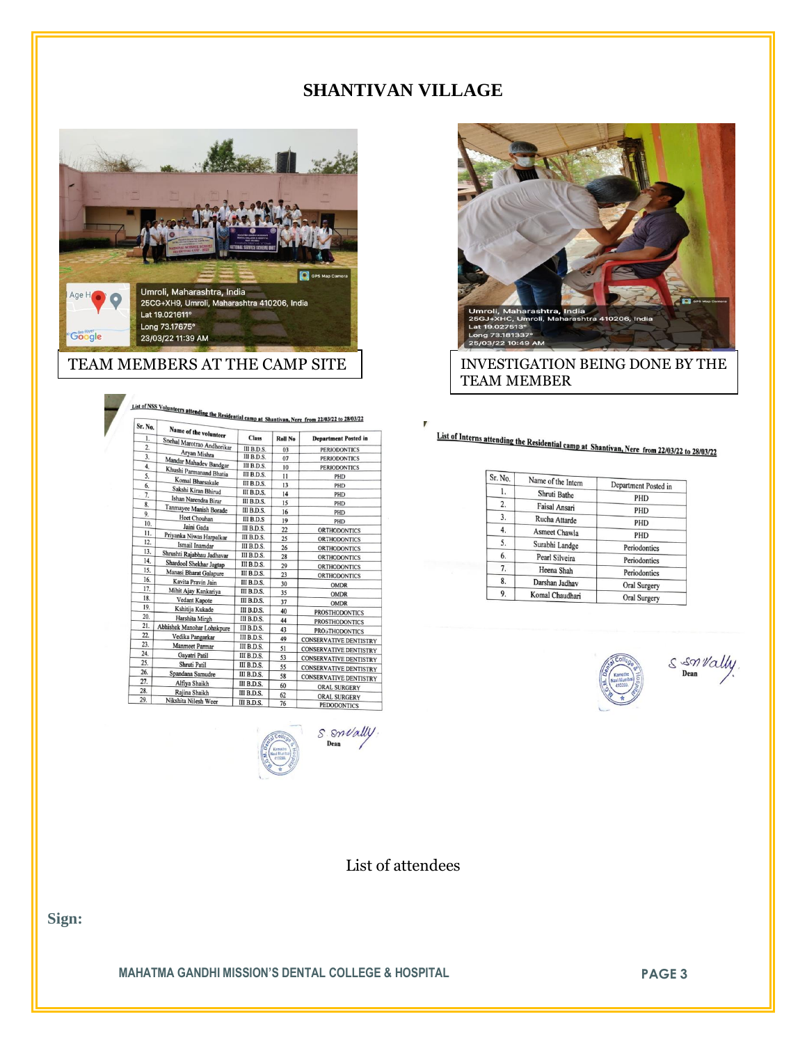# SHANTIVAN VILLAGE

Umroli, Maharashtra, India
25CG+XH9, Umroli, Maharashtra 410206, India
Lat 19.021611°
Long 73.17675°
23/03/22 11:39 AM

TEAM MEMBERS AT THE CAMP SITE

Umroli, Maharashtra, India
25GJ+XHC, Umroli, Maharashtra 410206, India
Lat 19.027513°
Long 73.181337°
25/03/22 10:49 AM

INVESTIGATION BEING DONE BY THE TEAM MEMBER

List of NSS Volunteers attending the Residential camp at Shantivan, Nere from 22/03/22 to 28/03/22

| Sr. No. | Name of the volunteer | Class | Roll No | Department Posted in |
|---|---|---|---|---|
| 1. | Snehal Marotrao Andhorikar | III B.D.S. | 03 | PERIODONTICS |
| 2. | Aryan Mishra | III B.D.S. | 07 | PERIODONTICS |
| 3. | Mandar Mahadev Bandgar | III B.D.S. | 10 | PERIODONTICS |
| 4. | Khushi Parmanand Bhatia | III B.D.S. | 11 | PHD |
| 5. | Komal Bharsakale | III B.D.S. | 13 | PHD |
| 6. | Sakshi Kiran Bhirud | III B.D.S. | 14 | PHD |
| 7. | Ishan Narendra Birar | III B.D.S. | 15 | PHD |
| 8. | Tanmayee Manish Borade | III B.D.S. | 16 | PHD |
| 9. | Heet Chouhan | III B.D.S | 19 | PHD |
| 10. | Jaini Gada | III B.D.S. | 22 | ORTHODONTICS |
| 11. | Priyanka Niwas Harpalkar | III B.D.S. | 25 | ORTHODONTICS |
| 12. | Ismail Inamdar | III B.D.S. | 26 | ORTHODONTICS |
| 13. | Shrushti Rajabhau Jadhavar | III B.D.S. | 28 | ORTHODONTICS |
| 14. | Shardool Shekhar Jagtap | III B.D.S. | 29 | ORTHODONTICS |
| 15. | Manasi Bharat Galapure | III B.D.S. | 23 | ORTHODONTICS |
| 16. | Kavita Pravin Jain | III B.D.S. | 30 | OMDR |
| 17. | Mihit Ajay Kankariya | III B.D.S. | 35 | OMDR |
| 18. | Vedant Kapote | III B.D.S. | 37 | OMDR |
| 19. | Kshitija Kukade | III B.D.S. | 40 | PROSTHODONTICS |
| 20. | Harshita Mirgh | III B.D.S. | 44 | PROSTHODONTICS |
| 21. | Abhishek Manohar Lohakpure | III B.D.S. | 43 | PROSTHODONTICS |
| 22. | Vedika Pangarkar | III B.D.S. | 49 | CONSERVATIVE DENTISTRY |
| 23. | Manmeet Parmar | III B.D.S. | 51 | CONSERVATIVE DENTISTRY |
| 24. | Gayatri Patil | III B.D.S. | 53 | CONSERVATIVE DENTISTRY |
| 25. | Shruti Patil | III B.D.S. | 55 | CONSERVATIVE DENTISTRY |
| 26. | Spandana Samudre | III B.D.S. | 58 | CONSERVATIVE DENTISTRY |
| 27. | Alfiya Shaikh | III B.D.S. | 60 | ORAL SURGERY |
| 28. | Rajina Shaikh | III B.D.S. | 62 | ORAL SURGERY |
| 29. | Nikshita Nilesh Weer | III B.D.S. | 76 | PEDODONTICS |

Dean

List of Interns attending the Residential camp at Shantivan, Nere from 22/03/22 to 28/03/22

| Sr. No. | Name of the Intern | Department Posted in |
|---|---|---|
| 1. | Shruti Bathe | PHD |
| 2. | Faisal Ansari | PHD |
| 3. | Rucha Attarde | PHD |
| 4. | Asmeet Chawla | PHD |
| 5. | Surabhi Landge | Periodontics |
| 6. | Pearl Silveira | Periodontics |
| 7. | Heena Shah | Periodontics |
| 8. | Darshan Jadhav | Oral Surgery |
| 9. | Komal Chaudhari | Oral Surgery |

Dean

List of attendees

**Sign:**